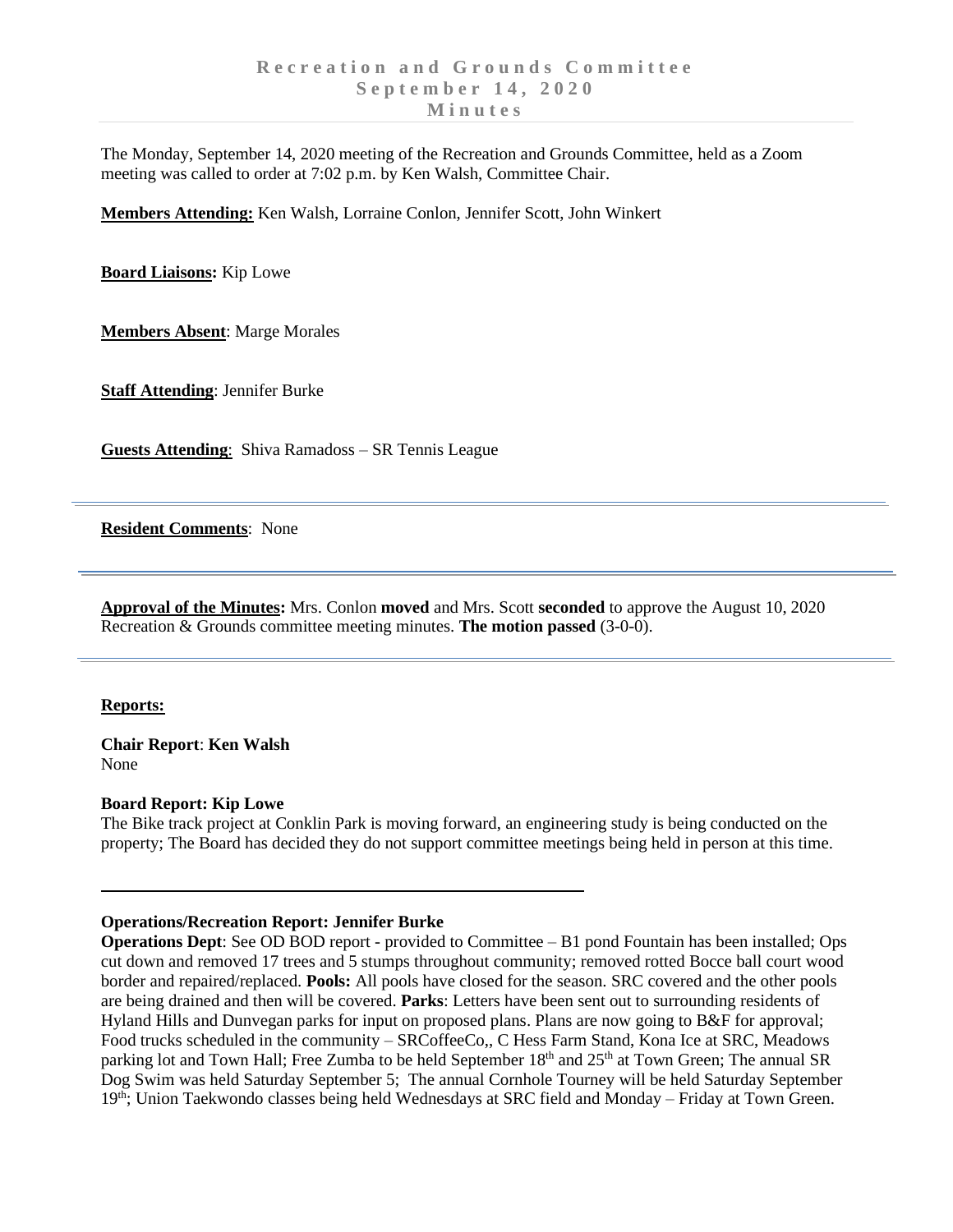# Recreation and Grounds Committee
## September 14, 2020
## Minutes

The Monday, September 14, 2020 meeting of the Recreation and Grounds Committee, held as a Zoom meeting was called to order at 7:02 p.m. by Ken Walsh, Committee Chair.

**Members Attending:** Ken Walsh, Lorraine Conlon, Jennifer Scott, John Winkert

**Board Liaisons:** Kip Lowe

**Members Absent**: Marge Morales

**Staff Attending**: Jennifer Burke

**Guests Attending**: Shiva Ramadoss – SR Tennis League

---

**Resident Comments**: None

---

**Approval of the Minutes:** Mrs. Conlon **moved** and Mrs. Scott **seconded** to approve the August 10, 2020 Recreation & Grounds committee meeting minutes. **The motion passed** (3-0-0).

---

**Reports:**

**Chair Report**: **Ken Walsh**
None

**Board Report: Kip Lowe**
The Bike track project at Conklin Park is moving forward, an engineering study is being conducted on the property; The Board has decided they do not support committee meetings being held in person at this time.

---

**Operations/Recreation Report: Jennifer Burke**
**Operations Dept**: See OD BOD report - provided to Committee – B1 pond Fountain has been installed; Ops cut down and removed 17 trees and 5 stumps throughout community; removed rotted Bocce ball court wood border and repaired/replaced. **Pools:** All pools have closed for the season. SRC covered and the other pools are being drained and then will be covered. **Parks**: Letters have been sent out to surrounding residents of Hyland Hills and Dunvegan parks for input on proposed plans. Plans are now going to B&F for approval; Food trucks scheduled in the community – SRCoffeeCo,, C Hess Farm Stand, Kona Ice at SRC, Meadows parking lot and Town Hall; Free Zumba to be held September 18th and 25th at Town Green; The annual SR Dog Swim was held Saturday September 5; The annual Cornhole Tourney will be held Saturday September 19th; Union Taekwondo classes being held Wednesdays at SRC field and Monday – Friday at Town Green.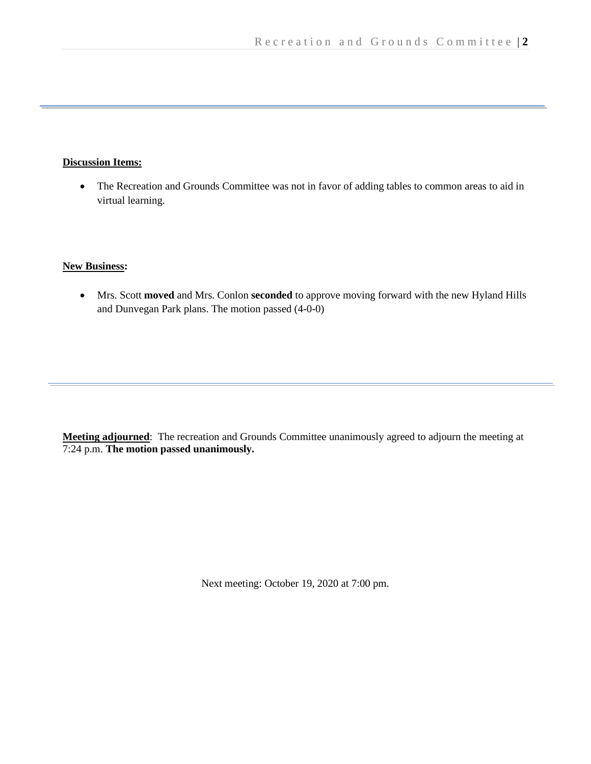**Discussion Items:**

- The Recreation and Grounds Committee was not in favor of adding tables to common areas to aid in virtual learning.

**New Business:**

- Mrs. Scott **moved** and Mrs. Conlon **seconded** to approve moving forward with the new Hyland Hills and Dunvegan Park plans. The motion passed (4-0-0)

---

**Meeting adjourned**: The recreation and Grounds Committee unanimously agreed to adjourn the meeting at 7:24 p.m. **The motion passed unanimously.**

Next meeting: October 19, 2020 at 7:00 pm.